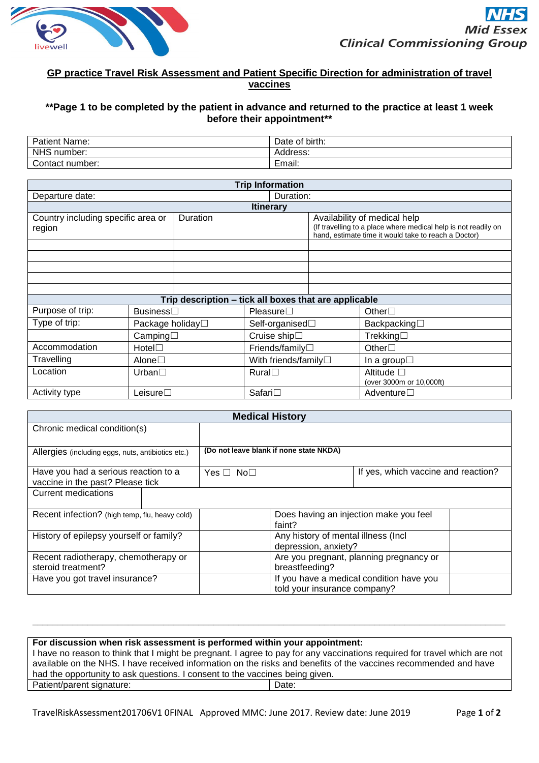livewell

NHS Mid Essex Clinical Commissioning Group

## GP practice Travel Risk Assessment and Patient Specific Direction for administration of travel vaccines

**\*\*Page 1 to be completed by the patient in advance and returned to the practice at least 1 week before their appointment\*\***

| Patient Name: | Date of birth: |
|---|---|
| NHS number: | Address: |
| Contact number: | Email: |

| **Trip Information** | | | |
|---|---|---|---|
| Departure date: | | Duration: | |
| **Itinerary** | | | |
| Country including specific area or region | Duration | Availability of medical help (If travelling to a place where medical help is not readily on hand, estimate time it would take to reach a Doctor) | |
| | | | |
| | | | |
| | | | |
| | | | |
| | | | |
| **Trip description – tick all boxes that are applicable** | | | |
| Purpose of trip: | Business☐ | Pleasure☐ | Other☐ |
| Type of trip: | Package holiday☐ | Self-organised☐ | Backpacking☐ |
| | Camping☐ | Cruise ship☐ | Trekking☐ |
| Accommodation | Hotel☐ | Friends/family☐ | Other☐ |
| Travelling | Alone☐ | With friends/family☐ | In a group☐ |
| Location | Urban☐ | Rural☐ | Altitude ☐ (over 3000m or 10,000ft) |
| Activity type | Leisure☐ | Safari☐ | Adventure☐ |

| **Medical History** | | | |
|---|---|---|---|
| Chronic medical condition(s) | | | |
| Allergies (including eggs, nuts, antibiotics etc.) | **(Do not leave blank if none state NKDA)** | | |
| Have you had a serious reaction to a vaccine in the past? Please tick | Yes ☐ No☐ | If yes, which vaccine and reaction? | |
| Current medications | | | |
| Recent infection? (high temp, flu, heavy cold) | | Does having an injection make you feel faint? | |
| History of epilepsy yourself or family? | | Any history of mental illness (Incl depression, anxiety? | |
| Recent radiotherapy, chemotherapy or steroid treatment? | | Are you pregnant, planning pregnancy or breastfeeding? | |
| Have you got travel insurance? | | If you have a medical condition have you told your insurance company? | |

---

| **For discussion when risk assessment is performed within your appointment:** I have no reason to think that I might be pregnant. I agree to pay for any vaccinations required for travel which are not available on the NHS. I have received information on the risks and benefits of the vaccines recommended and have had the opportunity to ask questions. I consent to the vaccines being given. | |
|---|---|
| Patient/parent signature: | Date: |

TravelRiskAssessment201706V1 0FINAL Approved MMC: June 2017. Review date: June 2019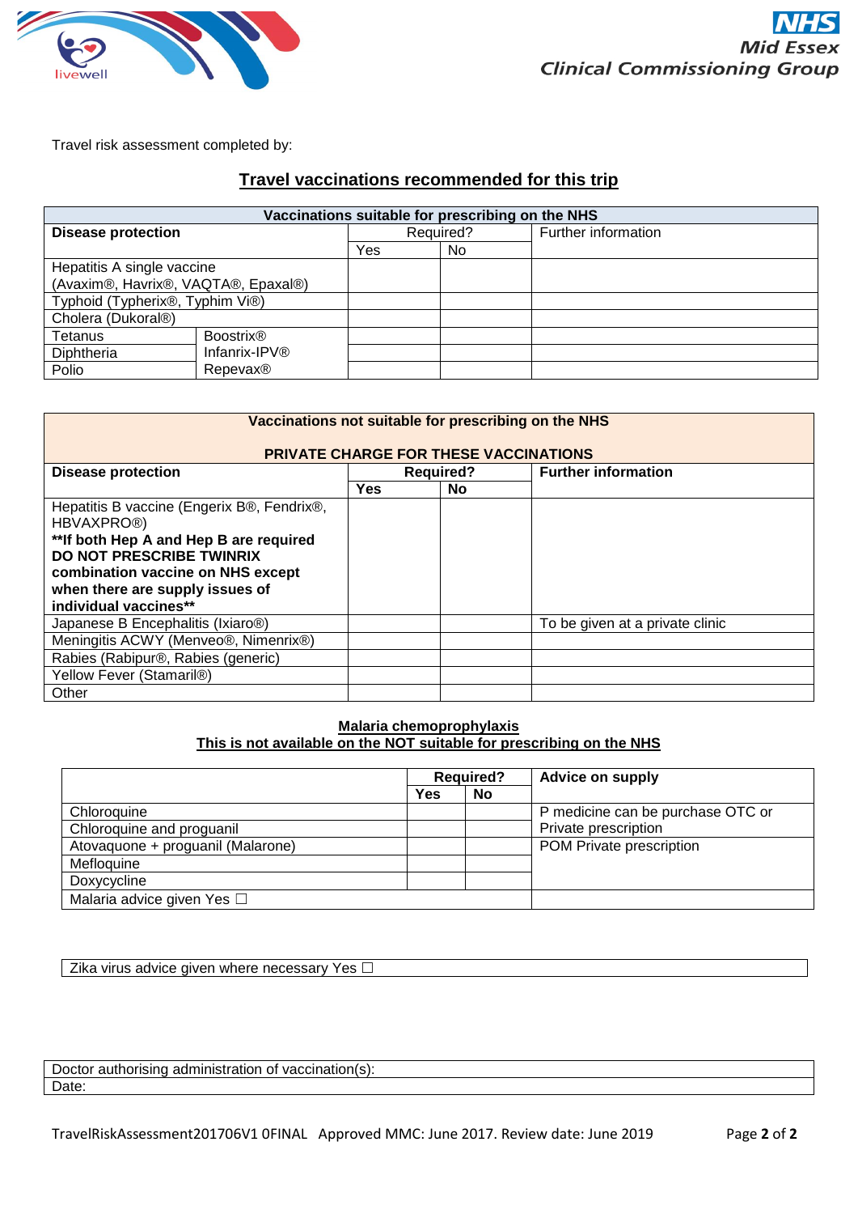Travel risk assessment completed by:

## Travel vaccinations recommended for this trip

| Vaccinations suitable for prescribing on the NHS | | | | |
|---|---|---|---|---|
| **Disease protection** | | Required? | | Further information |
| | | Yes | No | |
| Hepatitis A single vaccine (Avaxim®, Havrix®, VAQTA®, Epaxal®) | | | | |
| Typhoid (Typherix®, Typhim Vi®) | | | | |
| Cholera (Dukoral®) | | | | |
| Tetanus | Boostrix® | | | |
| Diphtheria | Infanrix-IPV® | | | |
| Polio | Repevax® | | | |

| Vaccinations not suitable for prescribing on the NHS<br><br>PRIVATE CHARGE FOR THESE VACCINATIONS | | | |
|---|---|---|---|
| **Disease protection** | **Required?** | | **Further information** |
| | **Yes** | **No** | |
| Hepatitis B vaccine (Engerix B®, Fendrix®, HBVAXPRO®)<br>**\*\*If both Hep A and Hep B are required DO NOT PRESCRIBE TWINRIX combination vaccine on NHS except when there are supply issues of individual vaccines\*\*** | | | |
| Japanese B Encephalitis (Ixiaro®) | | | To be given at a private clinic |
| Meningitis ACWY (Menveo®, Nimenrix®) | | | |
| Rabies (Rabipur®, Rabies (generic) | | | |
| Yellow Fever (Stamaril®) | | | |
| Other | | | |

**Malaria chemoprophylaxis**
**This is not available on the NOT suitable for prescribing on the NHS**

| | **Required?** | | **Advice on supply** |
|---|---|---|---|
| | **Yes** | **No** | |
| Chloroquine | | | P medicine can be purchase OTC or Private prescription |
| Chloroquine and proguanil | | | |
| Atovaquone + proguanil (Malarone) | | | POM Private prescription |
| Mefloquine | | | |
| Doxycycline | | | |
| Malaria advice given Yes ☐ | | | |

Zika virus advice given where necessary Yes ☐

Doctor authorising administration of vaccination(s):

Date:

TravelRiskAssessment201706V1 0FINAL Approved MMC: June 2017. Review date: June 2019